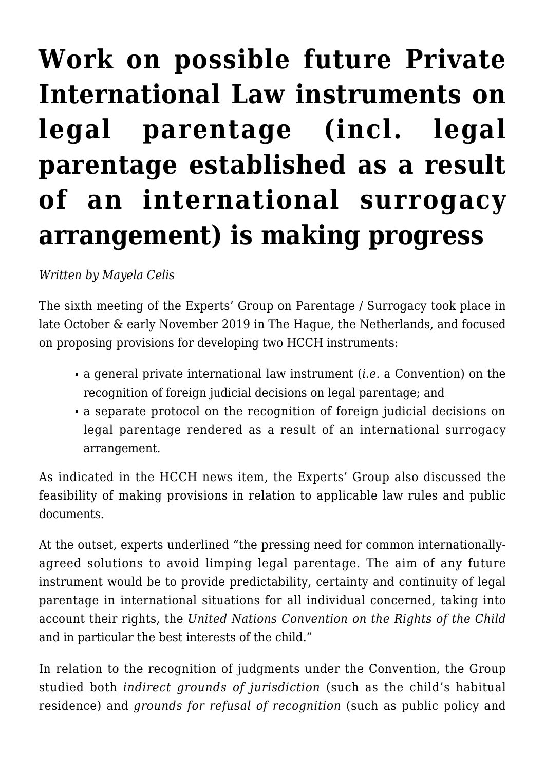# Work on possible future Private International Law instruments on legal parentage (incl. legal parentage established as a result of an international surrogacy arrangement) is making progress

*Written by Mayela Celis*

The sixth meeting of the Experts' Group on Parentage / Surrogacy took place in late October & early November 2019 in The Hague, the Netherlands, and focused on proposing provisions for developing two HCCH instruments:

- a general private international law instrument (*i.e.* a Convention) on the recognition of foreign judicial decisions on legal parentage; and
- a separate protocol on the recognition of foreign judicial decisions on legal parentage rendered as a result of an international surrogacy arrangement.

As indicated in the HCCH news item, the Experts' Group also discussed the feasibility of making provisions in relation to applicable law rules and public documents.

At the outset, experts underlined "the pressing need for common internationally-agreed solutions to avoid limping legal parentage. The aim of any future instrument would be to provide predictability, certainty and continuity of legal parentage in international situations for all individual concerned, taking into account their rights, the *United Nations Convention on the Rights of the Child* and in particular the best interests of the child."

In relation to the recognition of judgments under the Convention, the Group studied both *indirect grounds of jurisdiction* (such as the child's habitual residence) and *grounds for refusal of recognition* (such as public policy and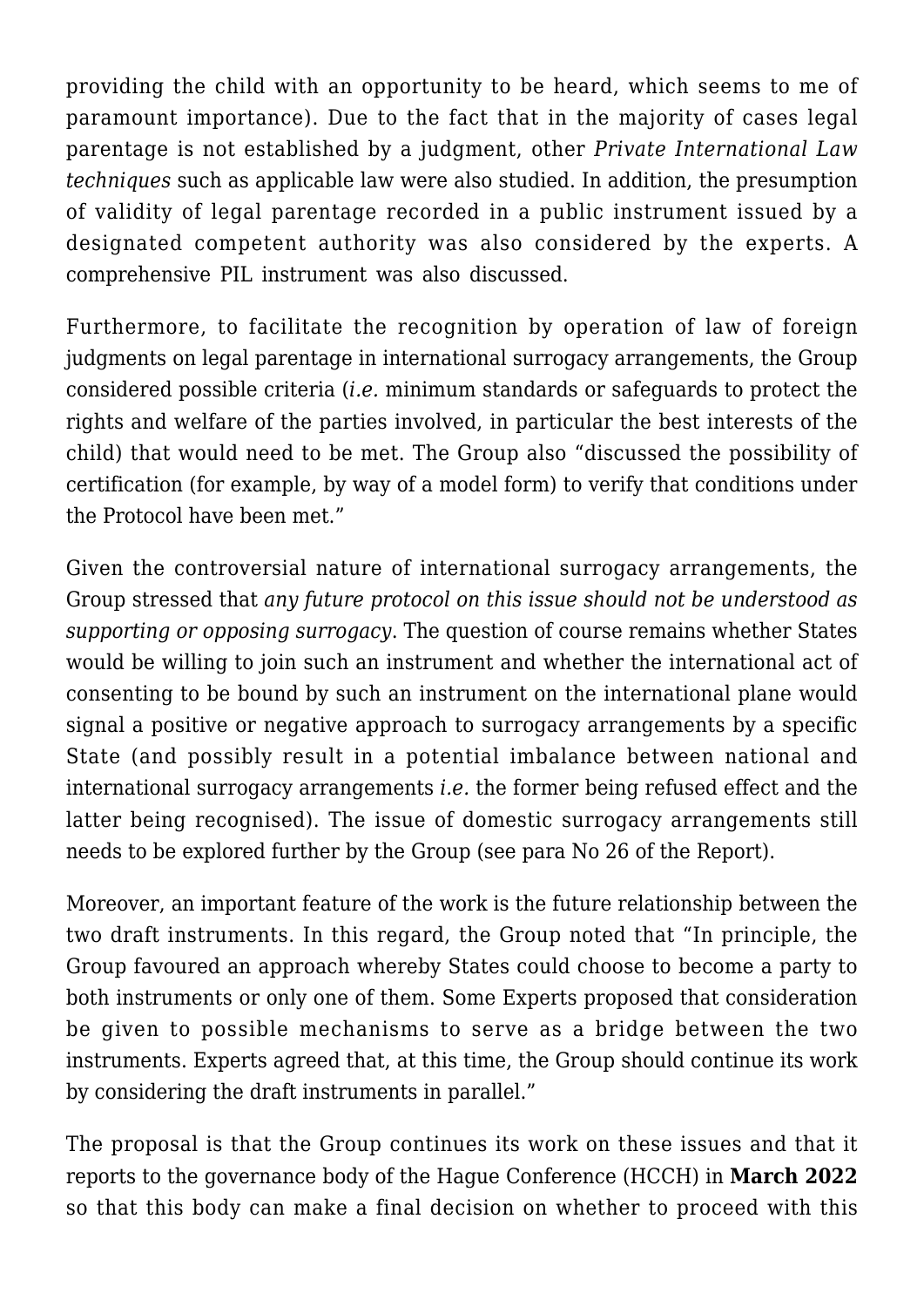providing the child with an opportunity to be heard, which seems to me of paramount importance). Due to the fact that in the majority of cases legal parentage is not established by a judgment, other *Private International Law techniques* such as applicable law were also studied. In addition, the presumption of validity of legal parentage recorded in a public instrument issued by a designated competent authority was also considered by the experts. A comprehensive PIL instrument was also discussed.

Furthermore, to facilitate the recognition by operation of law of foreign judgments on legal parentage in international surrogacy arrangements, the Group considered possible criteria (*i.e.* minimum standards or safeguards to protect the rights and welfare of the parties involved, in particular the best interests of the child) that would need to be met. The Group also "discussed the possibility of certification (for example, by way of a model form) to verify that conditions under the Protocol have been met."

Given the controversial nature of international surrogacy arrangements, the Group stressed that *any future protocol on this issue should not be understood as supporting or opposing surrogacy*. The question of course remains whether States would be willing to join such an instrument and whether the international act of consenting to be bound by such an instrument on the international plane would signal a positive or negative approach to surrogacy arrangements by a specific State (and possibly result in a potential imbalance between national and international surrogacy arrangements *i.e.* the former being refused effect and the latter being recognised). The issue of domestic surrogacy arrangements still needs to be explored further by the Group (see para No 26 of the Report).

Moreover, an important feature of the work is the future relationship between the two draft instruments. In this regard, the Group noted that "In principle, the Group favoured an approach whereby States could choose to become a party to both instruments or only one of them. Some Experts proposed that consideration be given to possible mechanisms to serve as a bridge between the two instruments. Experts agreed that, at this time, the Group should continue its work by considering the draft instruments in parallel."

The proposal is that the Group continues its work on these issues and that it reports to the governance body of the Hague Conference (HCCH) in **March 2022** so that this body can make a final decision on whether to proceed with this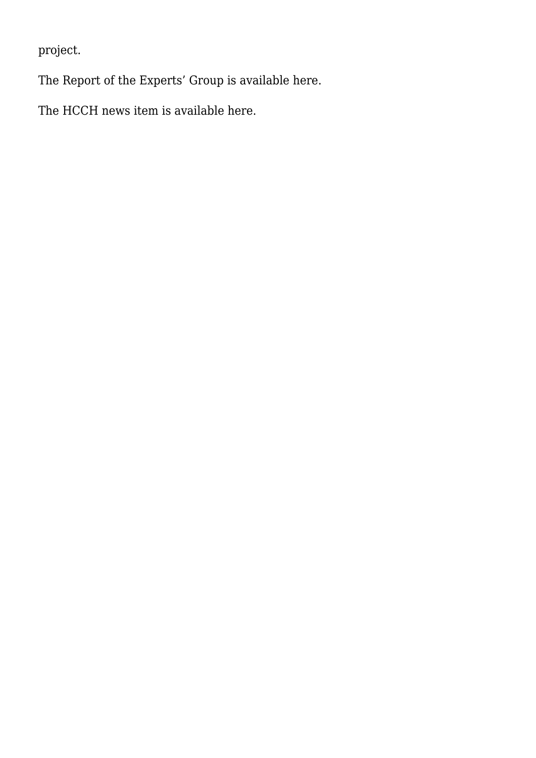project.

The Report of the Experts' Group is available here.

The HCCH news item is available here.